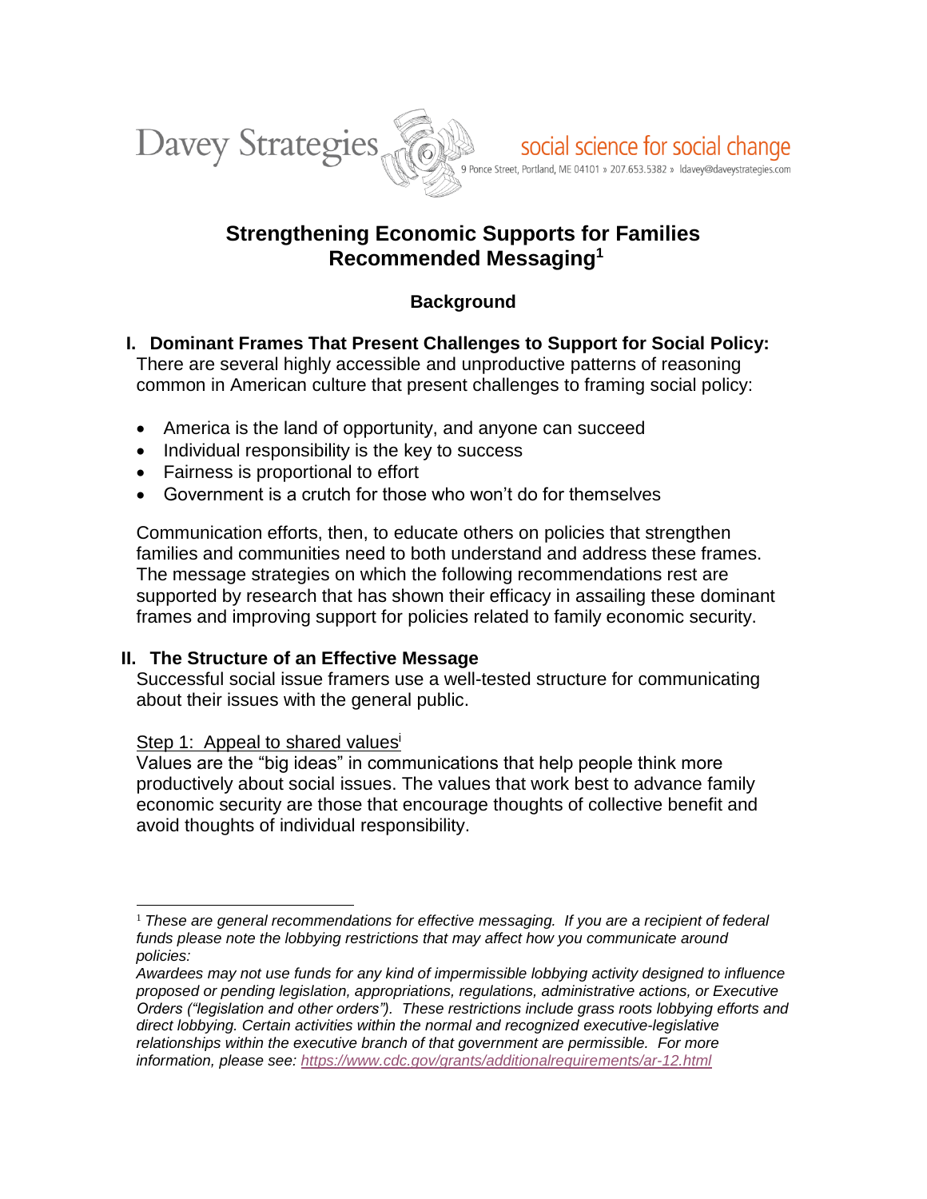Davey Strategies

social science for social change

9 Ponce Street, Portland, ME 04101 » 207.653.5382 » ldavey@daveystrategies.com

# Strengthening Economic Supports for Families Recommended Messaging[1]

## Background

### I. Dominant Frames That Present Challenges to Support for Social Policy:

There are several highly accessible and unproductive patterns of reasoning common in American culture that present challenges to framing social policy:

- America is the land of opportunity, and anyone can succeed
- Individual responsibility is the key to success
- Fairness is proportional to effort
- Government is a crutch for those who won't do for themselves

Communication efforts, then, to educate others on policies that strengthen families and communities need to both understand and address these frames. The message strategies on which the following recommendations rest are supported by research that has shown their efficacy in assailing these dominant frames and improving support for policies related to family economic security.

### II. The Structure of an Effective Message

Successful social issue framers use a well-tested structure for communicating about their issues with the general public.

<u>Step 1: Appeal to shared values</u>[i]

Values are the "big ideas" in communications that help people think more productively about social issues. The values that work best to advance family economic security are those that encourage thoughts of collective benefit and avoid thoughts of individual responsibility.

---

[1] *These are general recommendations for effective messaging. If you are a recipient of federal funds please note the lobbying restrictions that may affect how you communicate around policies:*

*Awardees may not use funds for any kind of impermissible lobbying activity designed to influence proposed or pending legislation, appropriations, regulations, administrative actions, or Executive Orders ("legislation and other orders"). These restrictions include grass roots lobbying efforts and direct lobbying. Certain activities within the normal and recognized executive-legislative relationships within the executive branch of that government are permissible. For more information, please see: https://www.cdc.gov/grants/additionalrequirements/ar-12.html*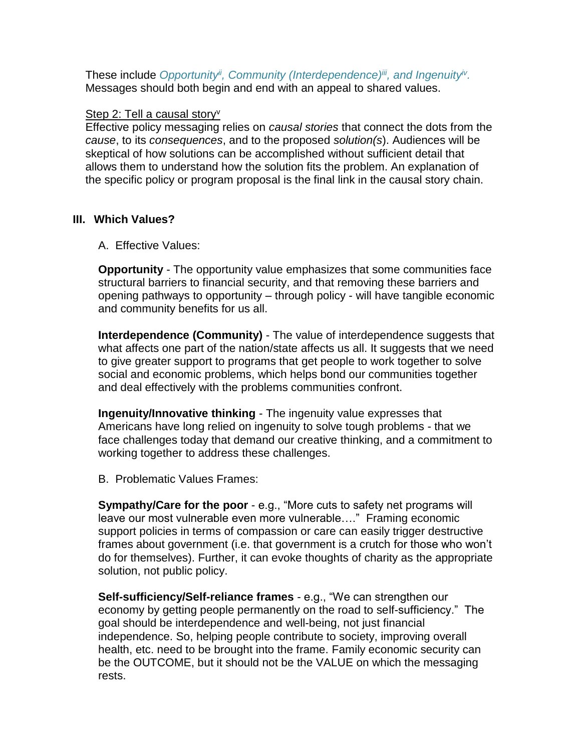These include *Opportunity*[ii]*, Community (Interdependence)*[iii]*, and Ingenuity*[iv]*.* Messages should both begin and end with an appeal to shared values.

Step 2: Tell a causal story[v]

Effective policy messaging relies on *causal stories* that connect the dots from the *cause*, to its *consequences*, and to the proposed *solution(s*). Audiences will be skeptical of how solutions can be accomplished without sufficient detail that allows them to understand how the solution fits the problem. An explanation of the specific policy or program proposal is the final link in the causal story chain.

## III. Which Values?

A. Effective Values:

**Opportunity** - The opportunity value emphasizes that some communities face structural barriers to financial security, and that removing these barriers and opening pathways to opportunity – through policy - will have tangible economic and community benefits for us all.

**Interdependence (Community)** - The value of interdependence suggests that what affects one part of the nation/state affects us all. It suggests that we need to give greater support to programs that get people to work together to solve social and economic problems, which helps bond our communities together and deal effectively with the problems communities confront.

**Ingenuity/Innovative thinking** - The ingenuity value expresses that Americans have long relied on ingenuity to solve tough problems - that we face challenges today that demand our creative thinking, and a commitment to working together to address these challenges.

B. Problematic Values Frames:

**Sympathy/Care for the poor** - e.g., "More cuts to safety net programs will leave our most vulnerable even more vulnerable…." Framing economic support policies in terms of compassion or care can easily trigger destructive frames about government (i.e. that government is a crutch for those who won't do for themselves). Further, it can evoke thoughts of charity as the appropriate solution, not public policy.

**Self-sufficiency/Self-reliance frames** - e.g., "We can strengthen our economy by getting people permanently on the road to self-sufficiency." The goal should be interdependence and well-being, not just financial independence. So, helping people contribute to society, improving overall health, etc. need to be brought into the frame. Family economic security can be the OUTCOME, but it should not be the VALUE on which the messaging rests.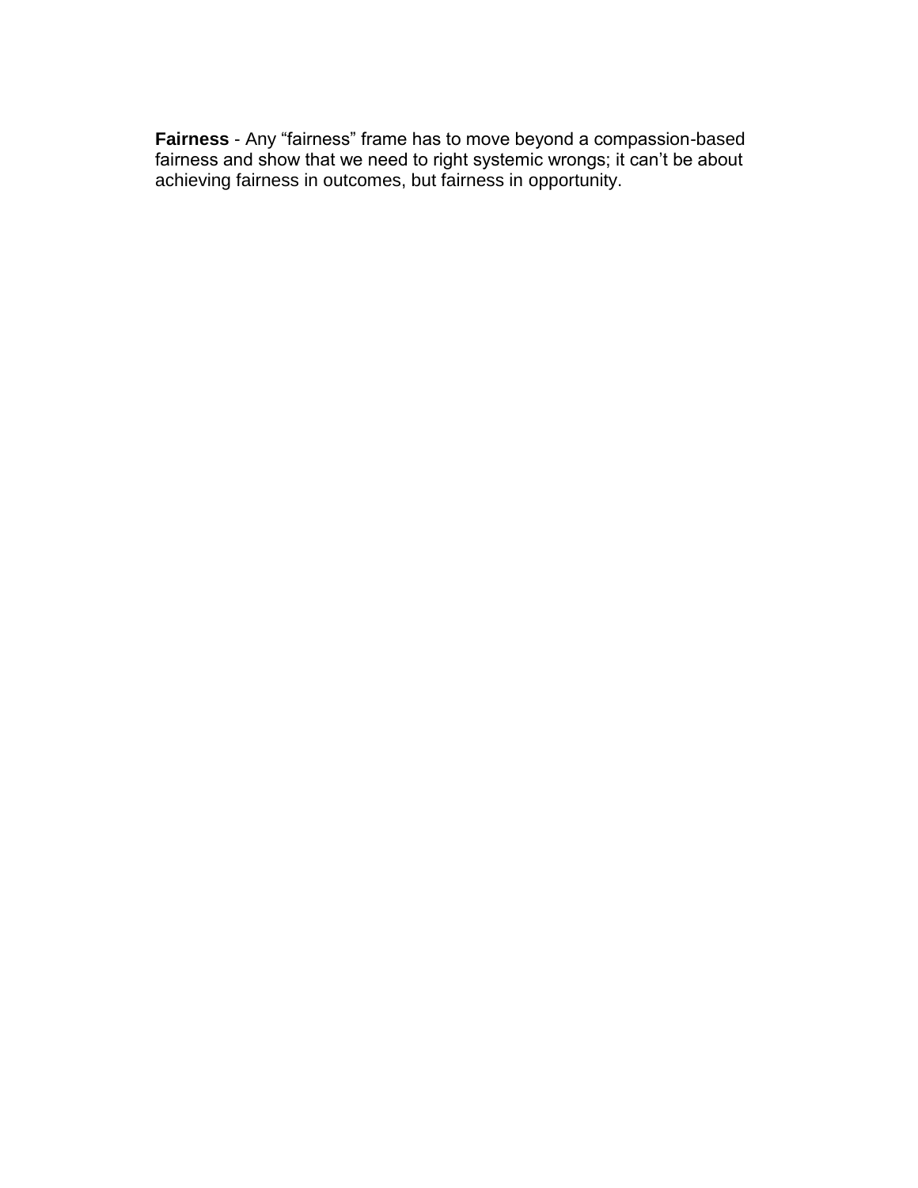**Fairness** - Any “fairness” frame has to move beyond a compassion-based fairness and show that we need to right systemic wrongs; it can’t be about achieving fairness in outcomes, but fairness in opportunity.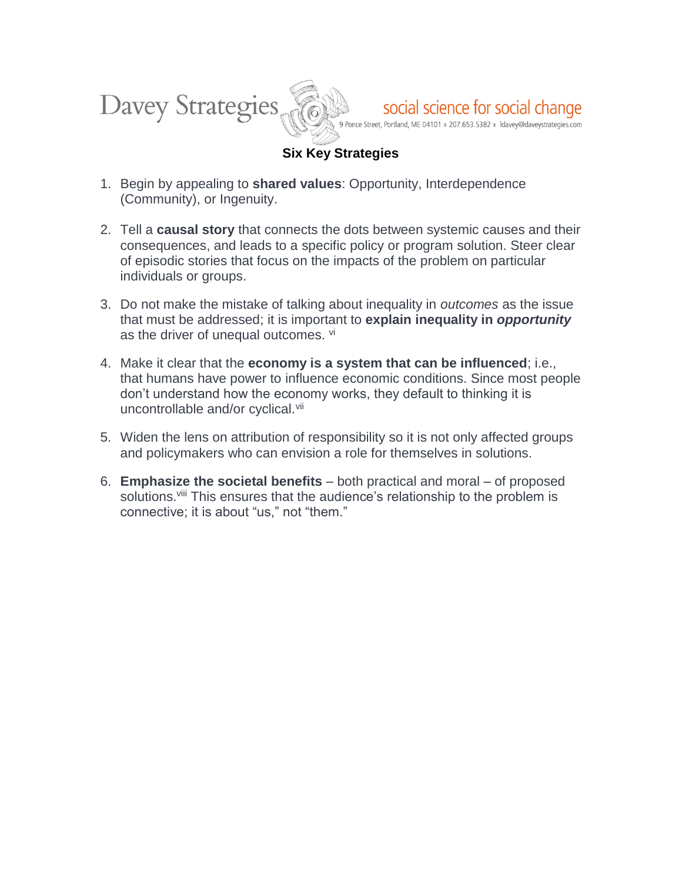Davey Strategies — social science for social change
9 Ponce Street, Portland, ME 04101 » 207.653.5382 » ldavey@daveystrategies.com

## Six Key Strategies

1. Begin by appealing to **shared values**: Opportunity, Interdependence (Community), or Ingenuity.

2. Tell a **causal story** that connects the dots between systemic causes and their consequences, and leads to a specific policy or program solution. Steer clear of episodic stories that focus on the impacts of the problem on particular individuals or groups.

3. Do not make the mistake of talking about inequality in *outcomes* as the issue that must be addressed; it is important to **explain inequality in *opportunity*** as the driver of unequal outcomes. [vi]

4. Make it clear that the **economy is a system that can be influenced**; i.e., that humans have power to influence economic conditions. Since most people don't understand how the economy works, they default to thinking it is uncontrollable and/or cyclical.[vii]

5. Widen the lens on attribution of responsibility so it is not only affected groups and policymakers who can envision a role for themselves in solutions.

6. **Emphasize the societal benefits** – both practical and moral – of proposed solutions.[viii] This ensures that the audience's relationship to the problem is connective; it is about "us," not "them."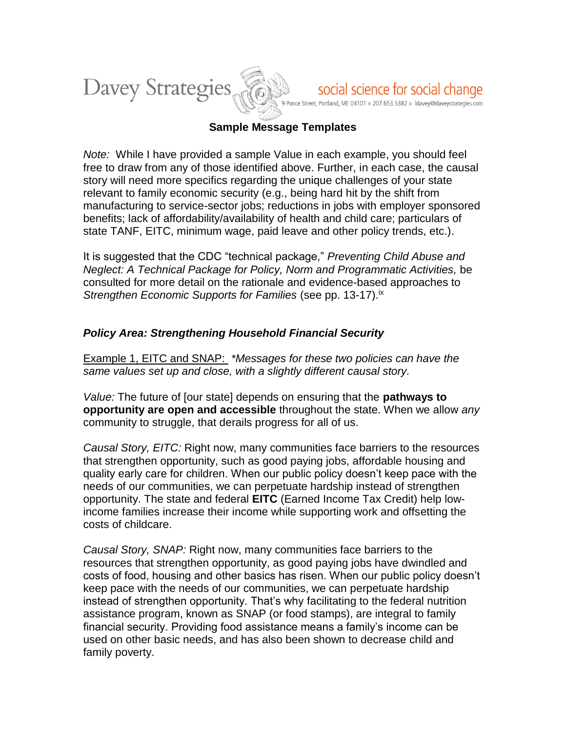## Sample Message Templates

*Note:* While I have provided a sample Value in each example, you should feel free to draw from any of those identified above. Further, in each case, the causal story will need more specifics regarding the unique challenges of your state relevant to family economic security (e.g., being hard hit by the shift from manufacturing to service-sector jobs; reductions in jobs with employer sponsored benefits; lack of affordability/availability of health and child care; particulars of state TANF, EITC, minimum wage, paid leave and other policy trends, etc.).

It is suggested that the CDC "technical package," *Preventing Child Abuse and Neglect: A Technical Package for Policy, Norm and Programmatic Activities,* be consulted for more detail on the rationale and evidence-based approaches to *Strengthen Economic Supports for Families* (see pp. 13-17).[ix]

### *Policy Area: Strengthening Household Financial Security*

Example 1, EITC and SNAP: *\*Messages for these two policies can have the same values set up and close, with a slightly different causal story.*

*Value:* The future of [our state] depends on ensuring that the **pathways to opportunity are open and accessible** throughout the state. When we allow *any* community to struggle, that derails progress for all of us.

*Causal Story, EITC:* Right now, many communities face barriers to the resources that strengthen opportunity, such as good paying jobs, affordable housing and quality early care for children. When our public policy doesn't keep pace with the needs of our communities, we can perpetuate hardship instead of strengthen opportunity. The state and federal **EITC** (Earned Income Tax Credit) help low-income families increase their income while supporting work and offsetting the costs of childcare.

*Causal Story, SNAP:* Right now, many communities face barriers to the resources that strengthen opportunity, as good paying jobs have dwindled and costs of food, housing and other basics has risen. When our public policy doesn't keep pace with the needs of our communities, we can perpetuate hardship instead of strengthen opportunity. That's why facilitating to the federal nutrition assistance program, known as SNAP (or food stamps), are integral to family financial security. Providing food assistance means a family's income can be used on other basic needs, and has also been shown to decrease child and family poverty.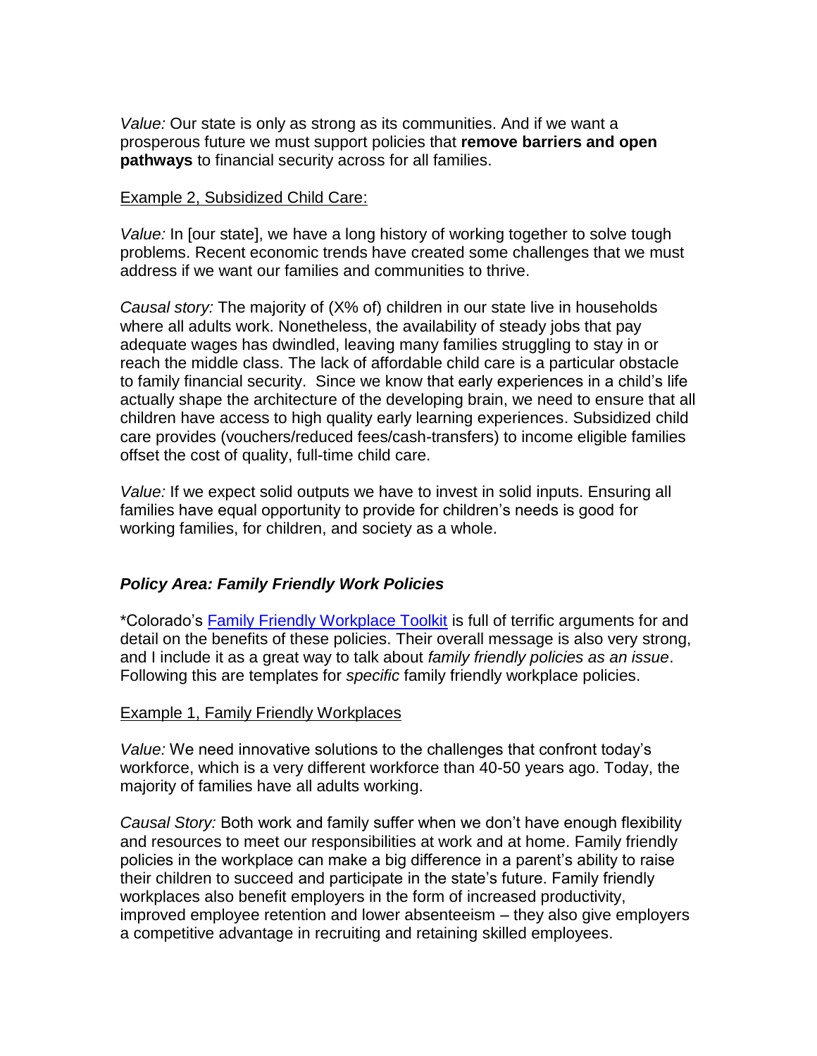*Value:* Our state is only as strong as its communities. And if we want a prosperous future we must support policies that **remove barriers and open pathways** to financial security across for all families.

Example 2, Subsidized Child Care:

*Value:* In [our state], we have a long history of working together to solve tough problems. Recent economic trends have created some challenges that we must address if we want our families and communities to thrive.

*Causal story:* The majority of (X% of) children in our state live in households where all adults work. Nonetheless, the availability of steady jobs that pay adequate wages has dwindled, leaving many families struggling to stay in or reach the middle class. The lack of affordable child care is a particular obstacle to family financial security. Since we know that early experiences in a child's life actually shape the architecture of the developing brain, we need to ensure that all children have access to high quality early learning experiences. Subsidized child care provides (vouchers/reduced fees/cash-transfers) to income eligible families offset the cost of quality, full-time child care.

*Value:* If we expect solid outputs we have to invest in solid inputs. Ensuring all families have equal opportunity to provide for children's needs is good for working families, for children, and society as a whole.

### *Policy Area: Family Friendly Work Policies*

*Colorado's Family Friendly Workplace Toolkit is full of terrific arguments for and detail on the benefits of these policies. Their overall message is also very strong, and I include it as a great way to talk about *family friendly policies as an issue*. Following this are templates for *specific* family friendly workplace policies.

Example 1, Family Friendly Workplaces

*Value:* We need innovative solutions to the challenges that confront today's workforce, which is a very different workforce than 40-50 years ago. Today, the majority of families have all adults working.

*Causal Story:* Both work and family suffer when we don't have enough flexibility and resources to meet our responsibilities at work and at home. Family friendly policies in the workplace can make a big difference in a parent's ability to raise their children to succeed and participate in the state's future. Family friendly workplaces also benefit employers in the form of increased productivity, improved employee retention and lower absenteeism – they also give employers a competitive advantage in recruiting and retaining skilled employees.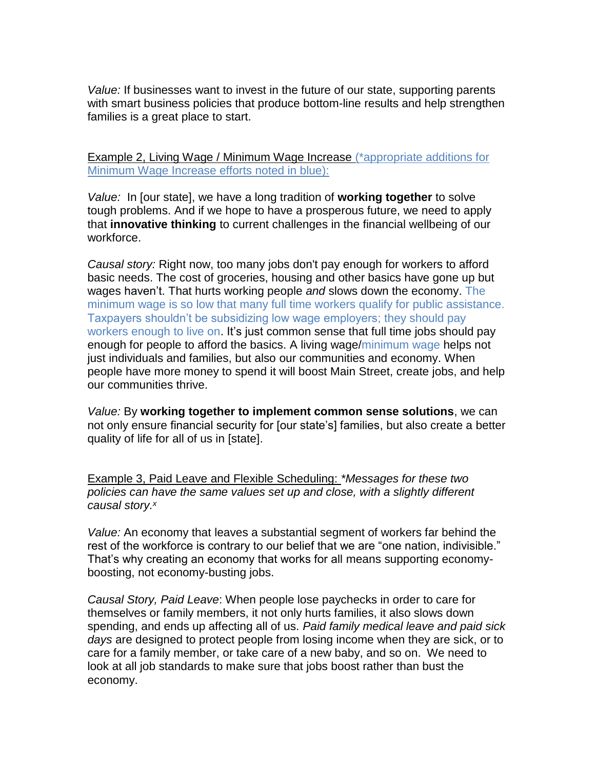*Value:* If businesses want to invest in the future of our state, supporting parents with smart business policies that produce bottom-line results and help strengthen families is a great place to start.

<u>Example 2, Living Wage / Minimum Wage Increase</u> (*appropriate additions for Minimum Wage Increase efforts noted in blue):

*Value:* In [our state], we have a long tradition of **working together** to solve tough problems. And if we hope to have a prosperous future, we need to apply that **innovative thinking** to current challenges in the financial wellbeing of our workforce.

*Causal story:* Right now, too many jobs don't pay enough for workers to afford basic needs. The cost of groceries, housing and other basics have gone up but wages haven't. That hurts working people *and* slows down the economy. The minimum wage is so low that many full time workers qualify for public assistance. Taxpayers shouldn't be subsidizing low wage employers; they should pay workers enough to live on. It's just common sense that full time jobs should pay enough for people to afford the basics. A living wage/minimum wage helps not just individuals and families, but also our communities and economy. When people have more money to spend it will boost Main Street, create jobs, and help our communities thrive.

*Value:* By **working together to implement common sense solutions**, we can not only ensure financial security for [our state's] families, but also create a better quality of life for all of us in [state].

<u>Example 3, Paid Leave and Flexible Scheduling:</u> **Messages for these two policies can have the same values set up and close, with a slightly different causal story.*[x]

*Value:* An economy that leaves a substantial segment of workers far behind the rest of the workforce is contrary to our belief that we are "one nation, indivisible." That's why creating an economy that works for all means supporting economy-boosting, not economy-busting jobs.

*Causal Story, Paid Leave*: When people lose paychecks in order to care for themselves or family members, it not only hurts families, it also slows down spending, and ends up affecting all of us. *Paid family medical leave and paid sick days* are designed to protect people from losing income when they are sick, or to care for a family member, or take care of a new baby, and so on. We need to look at all job standards to make sure that jobs boost rather than bust the economy.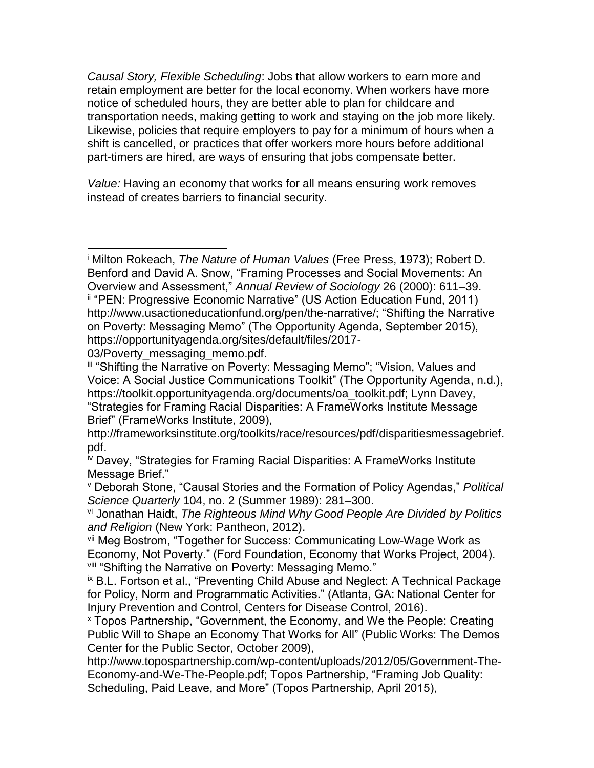*Causal Story, Flexible Scheduling*: Jobs that allow workers to earn more and retain employment are better for the local economy. When workers have more notice of scheduled hours, they are better able to plan for childcare and transportation needs, making getting to work and staying on the job more likely. Likewise, policies that require employers to pay for a minimum of hours when a shift is cancelled, or practices that offer workers more hours before additional part-timers are hired, are ways of ensuring that jobs compensate better.

*Value:* Having an economy that works for all means ensuring work removes instead of creates barriers to financial security.

---

[i] Milton Rokeach, *The Nature of Human Values* (Free Press, 1973); Robert D. Benford and David A. Snow, "Framing Processes and Social Movements: An Overview and Assessment," *Annual Review of Sociology* 26 (2000): 611–39.

[ii] "PEN: Progressive Economic Narrative" (US Action Education Fund, 2011) http://www.usactioneducationfund.org/pen/the-narrative/; "Shifting the Narrative on Poverty: Messaging Memo" (The Opportunity Agenda, September 2015), https://opportunityagenda.org/sites/default/files/2017-03/Poverty_messaging_memo.pdf.

[iii] "Shifting the Narrative on Poverty: Messaging Memo"; "Vision, Values and Voice: A Social Justice Communications Toolkit" (The Opportunity Agenda, n.d.), https://toolkit.opportunityagenda.org/documents/oa_toolkit.pdf; Lynn Davey, "Strategies for Framing Racial Disparities: A FrameWorks Institute Message Brief" (FrameWorks Institute, 2009), http://frameworksinstitute.org/toolkits/race/resources/pdf/disparitiesmessagebrief.pdf.

[iv] Davey, "Strategies for Framing Racial Disparities: A FrameWorks Institute Message Brief."

[v] Deborah Stone, "Causal Stories and the Formation of Policy Agendas," *Political Science Quarterly* 104, no. 2 (Summer 1989): 281–300.

[vi] Jonathan Haidt, *The Righteous Mind Why Good People Are Divided by Politics and Religion* (New York: Pantheon, 2012).

[vii] Meg Bostrom, "Together for Success: Communicating Low-Wage Work as Economy, Not Poverty." (Ford Foundation, Economy that Works Project, 2004).

[viii] "Shifting the Narrative on Poverty: Messaging Memo."

[ix] B.L. Fortson et al., "Preventing Child Abuse and Neglect: A Technical Package for Policy, Norm and Programmatic Activities." (Atlanta, GA: National Center for Injury Prevention and Control, Centers for Disease Control, 2016).

[x] Topos Partnership, "Government, the Economy, and We the People: Creating Public Will to Shape an Economy That Works for All" (Public Works: The Demos Center for the Public Sector, October 2009), http://www.topospartnership.com/wp-content/uploads/2012/05/Government-The-Economy-and-We-The-People.pdf; Topos Partnership, "Framing Job Quality: Scheduling, Paid Leave, and More" (Topos Partnership, April 2015),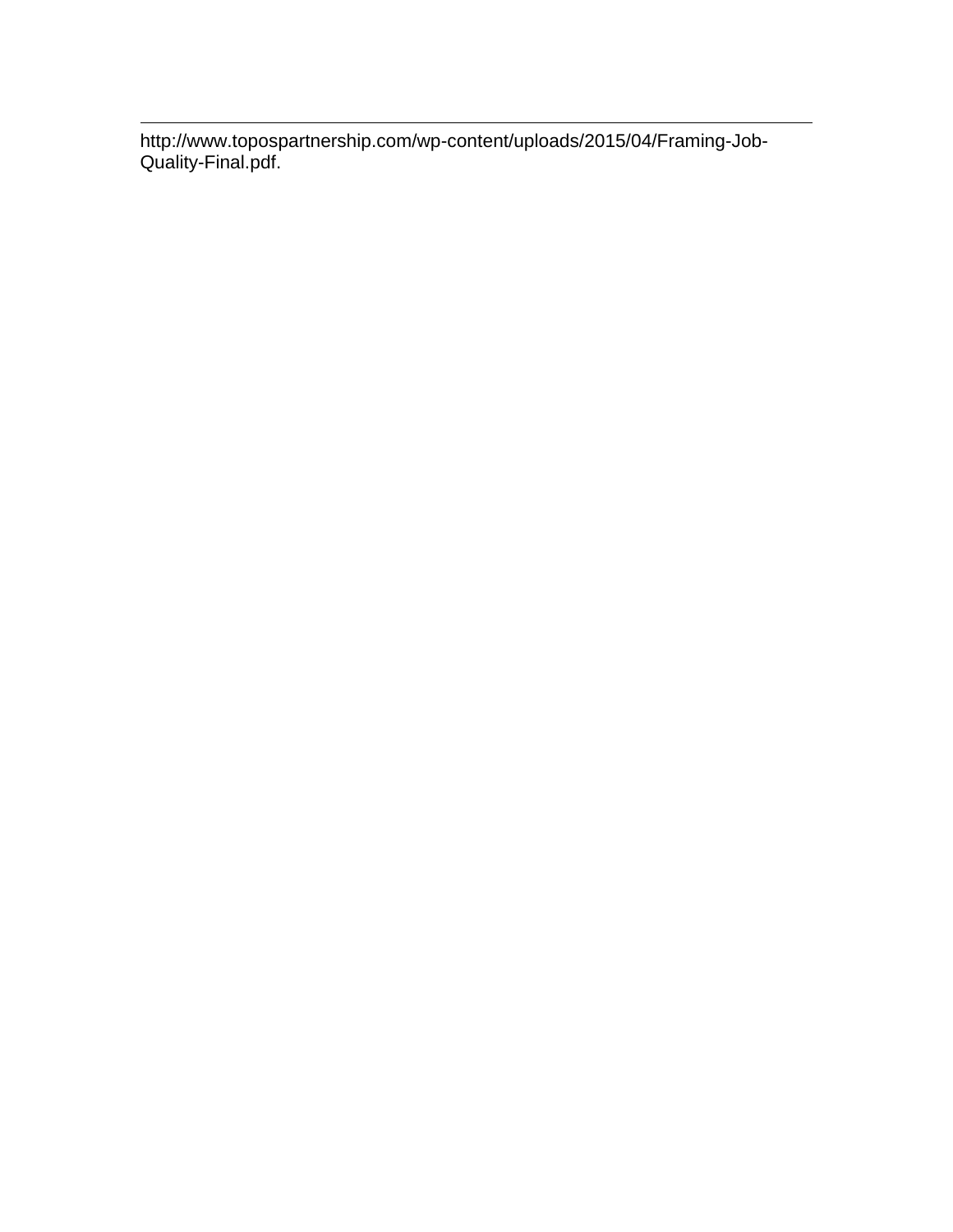http://www.topospartnership.com/wp-content/uploads/2015/04/Framing-Job-Quality-Final.pdf.